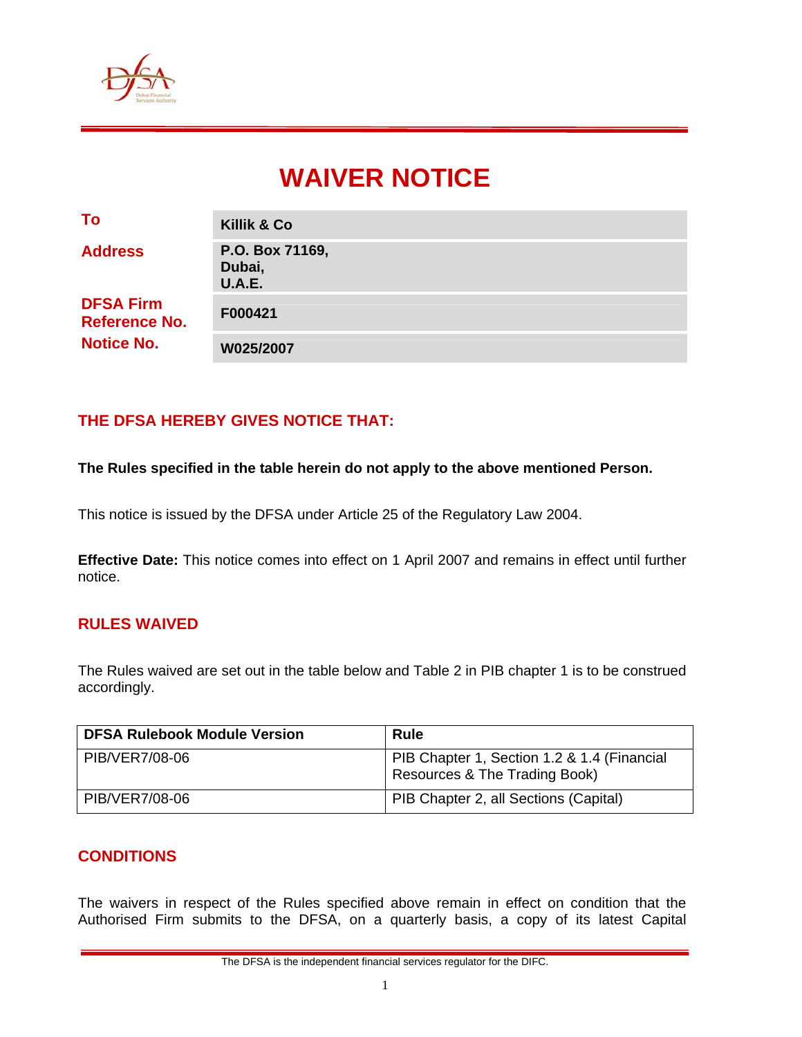# WAIVER NOTICE

| | |
|---|---|
| **To** | **Killik & Co** |
| **Address** | **P.O. Box 71169, Dubai, U.A.E.** |
| **DFSA Firm Reference No.** | **F000421** |
| **Notice No.** | **W025/2007** |

## THE DFSA HEREBY GIVES NOTICE THAT:

**The Rules specified in the table herein do not apply to the above mentioned Person.**

This notice is issued by the DFSA under Article 25 of the Regulatory Law 2004.

**Effective Date:** This notice comes into effect on 1 April 2007 and remains in effect until further notice.

## RULES WAIVED

The Rules waived are set out in the table below and Table 2 in PIB chapter 1 is to be construed accordingly.

| DFSA Rulebook Module Version | Rule |
|---|---|
| PIB/VER7/08-06 | PIB Chapter 1, Section 1.2 & 1.4 (Financial Resources & The Trading Book) |
| PIB/VER7/08-06 | PIB Chapter 2, all Sections (Capital) |

## CONDITIONS

The waivers in respect of the Rules specified above remain in effect on condition that the Authorised Firm submits to the DFSA, on a quarterly basis, a copy of its latest Capital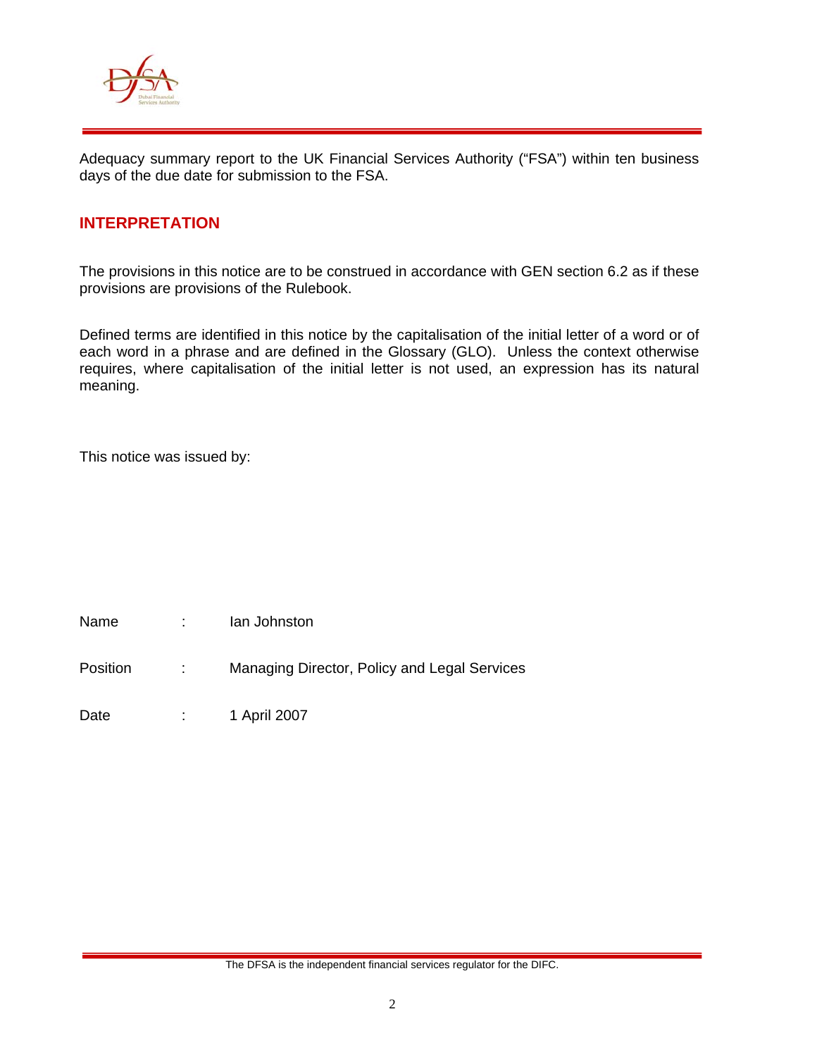Adequacy summary report to the UK Financial Services Authority ("FSA") within ten business days of the due date for submission to the FSA.

## INTERPRETATION

The provisions in this notice are to be construed in accordance with GEN section 6.2 as if these provisions are provisions of the Rulebook.

Defined terms are identified in this notice by the capitalisation of the initial letter of a word or of each word in a phrase and are defined in the Glossary (GLO). Unless the context otherwise requires, where capitalisation of the initial letter is not used, an expression has its natural meaning.

This notice was issued by:

Name : Ian Johnston

Position : Managing Director, Policy and Legal Services

Date : 1 April 2007